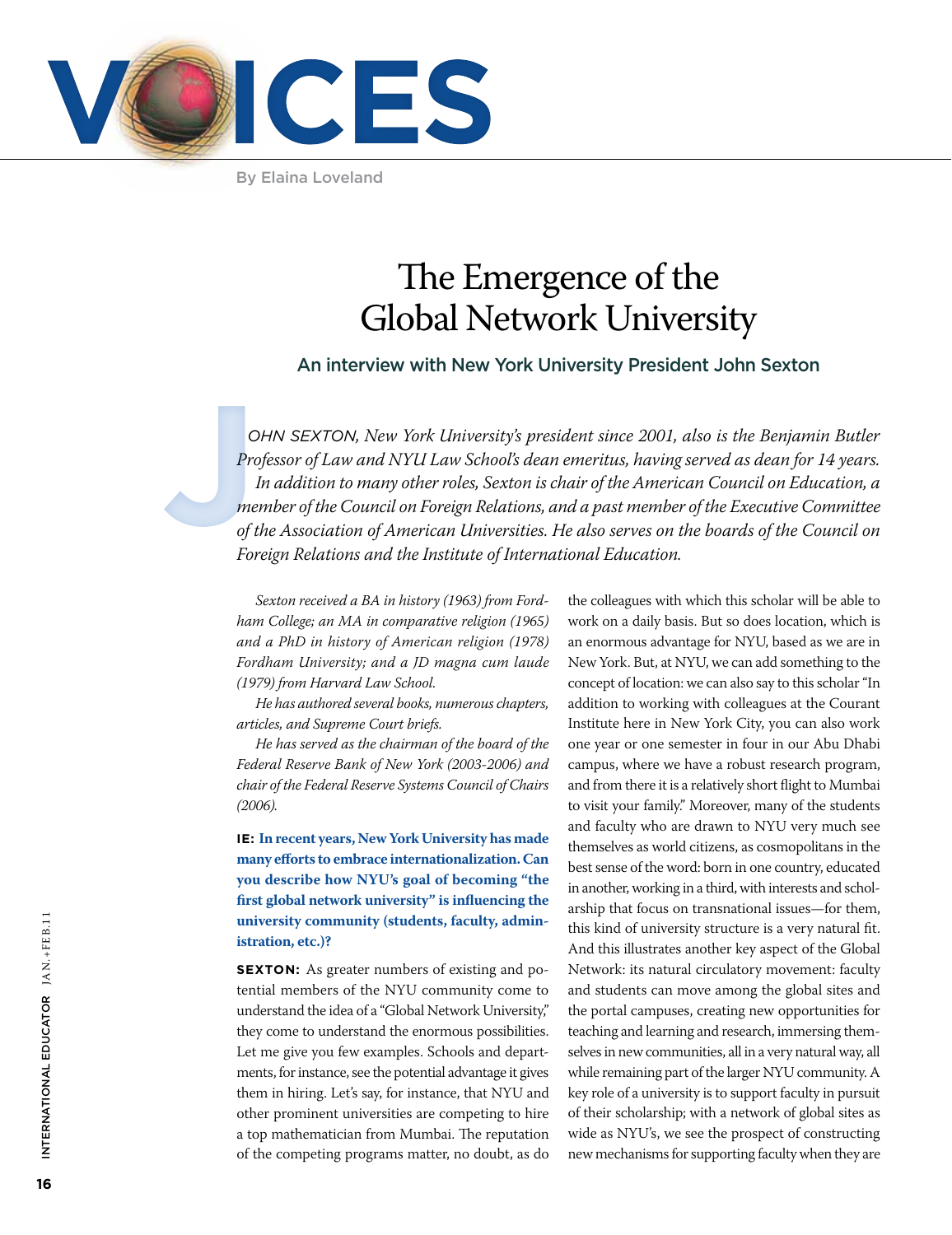# VOICES

By Elaina Loveland

# The Emergence of the Global Network University

### An interview with New York University President John Sexton

*JOHN SEXTON, New York University's president since 2001, also is the Benjamin Butler Professor of Law and NYU Law School's dean emeritus, having served as dean for 14 years. In addition to many other roles, Sexton is chair of the American Council on Education, a member of the Council on Foreign Relations, and a past member of the Executive Committee of the Association of American Universities. He also serves on the boards of the Council on Foreign Relations and the Institute of International Education.*

*Sexton received a BA in history (1963) from Fordham College; an MA in comparative religion (1965) and a PhD in history of American religion (1978) Fordham University; and a JD magna cum laude (1979) from Harvard Law School.*

*He has authored several books, numerous chapters, articles, and Supreme Court briefs.*

*He has served as the chairman of the board of the Federal Reserve Bank of New York (2003-2006) and chair of the Federal Reserve Systems Council of Chairs (2006).*

**IE: In recent years, New York University has made many efforts to embrace internationalization. Can you describe how NYU's goal of becoming "the first global network university" is influencing the university community (students, faculty, administration, etc.)?**

**SEXTON:** As greater numbers of existing and potential members of the NYU community come to understand the idea of a "Global Network University," they come to understand the enormous possibilities. Let me give you few examples. Schools and departments, for instance, see the potential advantage it gives them in hiring. Let's say, for instance, that NYU and other prominent universities are competing to hire a top mathematician from Mumbai. The reputation of the competing programs matter, no doubt, as do the colleagues with which this scholar will be able to work on a daily basis. But so does location, which is an enormous advantage for NYU, based as we are in New York. But, at NYU, we can add something to the concept of location: we can also say to this scholar "In addition to working with colleagues at the Courant Institute here in New York City, you can also work one year or one semester in four in our Abu Dhabi campus, where we have a robust research program, and from there it is a relatively short flight to Mumbai to visit your family." Moreover, many of the students and faculty who are drawn to NYU very much see themselves as world citizens, as cosmopolitans in the best sense of the word: born in one country, educated in another, working in a third, with interests and scholarship that focus on transnational issues—for them, this kind of university structure is a very natural fit. And this illustrates another key aspect of the Global Network: its natural circulatory movement: faculty and students can move among the global sites and the portal campuses, creating new opportunities for teaching and learning and research, immersing themselves in new communities, all in a very natural way, all while remaining part of the larger NYU community. A key role of a university is to support faculty in pursuit of their scholarship; with a network of global sites as wide as NYU's, we see the prospect of constructing new mechanisms for supporting faculty when they are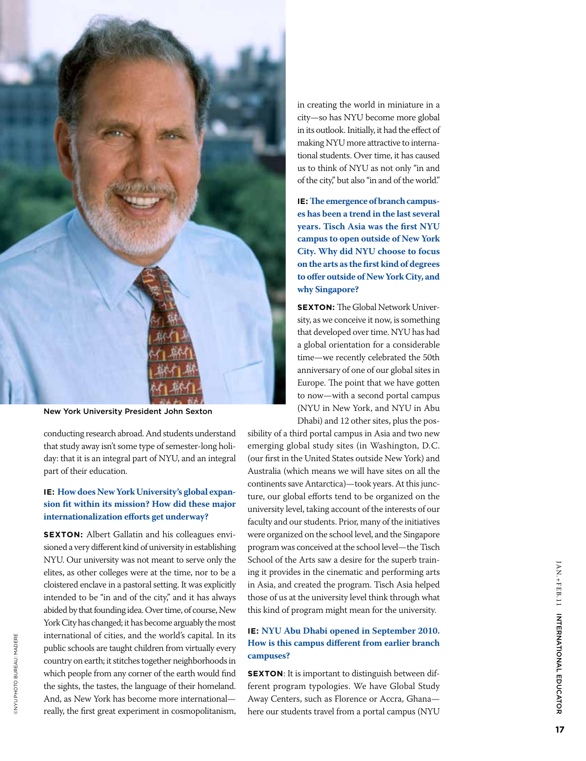New York University President John Sexton

conducting research abroad. And students understand that study away isn't some type of semester-long holiday: that it is an integral part of NYU, and an integral part of their education.

**IE: How does New York University's global expansion fit within its mission? How did these major internationalization efforts get underway?**

**SEXTON:** Albert Gallatin and his colleagues envisioned a very different kind of university in establishing NYU. Our university was not meant to serve only the elites, as other colleges were at the time, nor to be a cloistered enclave in a pastoral setting. It was explicitly intended to be "in and of the city," and it has always abided by that founding idea. Over time, of course, New York City has changed; it has become arguably the most international of cities, and the world's capital. In its public schools are taught children from virtually every country on earth; it stitches together neighborhoods in which people from any corner of the earth would find the sights, the tastes, the language of their homeland. And, as New York has become more international—really, the first great experiment in cosmopolitanism, in creating the world in miniature in a city—so has NYU become more global in its outlook. Initially, it had the effect of making NYU more attractive to international students. Over time, it has caused us to think of NYU as not only "in and of the city," but also "in and of the world."

**IE: The emergence of branch campuses has been a trend in the last several years. Tisch Asia was the first NYU campus to open outside of New York City. Why did NYU choose to focus on the arts as the first kind of degrees to offer outside of New York City, and why Singapore?**

**SEXTON:** The Global Network University, as we conceive it now, is something that developed over time. NYU has had a global orientation for a considerable time—we recently celebrated the 50th anniversary of one of our global sites in Europe. The point that we have gotten to now—with a second portal campus (NYU in New York, and NYU in Abu Dhabi) and 12 other sites, plus the possibility of a third portal campus in Asia and two new emerging global study sites (in Washington, D.C. (our first in the United States outside New York) and Australia (which means we will have sites on all the continents save Antarctica)—took years. At this juncture, our global efforts tend to be organized on the university level, taking account of the interests of our faculty and our students. Prior, many of the initiatives were organized on the school level, and the Singapore program was conceived at the school level—the Tisch School of the Arts saw a desire for the superb training it provides in the cinematic and performing arts in Asia, and created the program. Tisch Asia helped those of us at the university level think through what this kind of program might mean for the university.

**IE: NYU Abu Dhabi opened in September 2010. How is this campus different from earlier branch campuses?**

**SEXTON**: It is important to distinguish between different program typologies. We have Global Study Away Centers, such as Florence or Accra, Ghana—here our students travel from a portal campus (NYU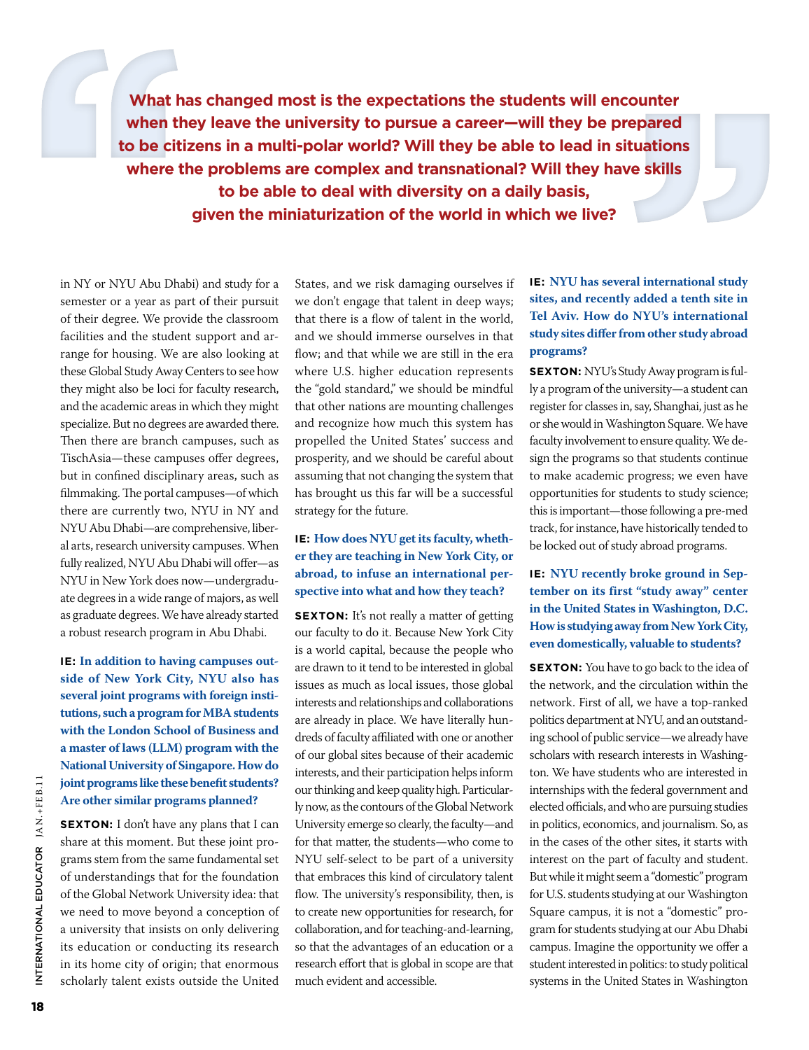> **What has changed most is the expectations the students will encounter when they leave the university to pursue a career—will they be prepared to be citizens in a multi-polar world? Will they be able to lead in situations where the problems are complex and transnational? Will they have skills to be able to deal with diversity on a daily basis, given the miniaturization of the world in which we live?**

in NY or NYU Abu Dhabi) and study for a semester or a year as part of their pursuit of their degree. We provide the classroom facilities and the student support and arrange for housing. We are also looking at these Global Study Away Centers to see how they might also be loci for faculty research, and the academic areas in which they might specialize. But no degrees are awarded there. Then there are branch campuses, such as TischAsia—these campuses offer degrees, but in confined disciplinary areas, such as filmmaking. The portal campuses—of which there are currently two, NYU in NY and NYU Abu Dhabi—are comprehensive, liberal arts, research university campuses. When fully realized, NYU Abu Dhabi will offer—as NYU in New York does now—undergraduate degrees in a wide range of majors, as well as graduate degrees. We have already started a robust research program in Abu Dhabi.

**IE: In addition to having campuses outside of New York City, NYU also has several joint programs with foreign institutions, such a program for MBA students with the London School of Business and a master of laws (LLM) program with the National University of Singapore. How do joint programs like these benefit students? Are other similar programs planned?**

**SEXTON:** I don't have any plans that I can share at this moment. But these joint programs stem from the same fundamental set of understandings that for the foundation of the Global Network University idea: that we need to move beyond a conception of a university that insists on only delivering its education or conducting its research in its home city of origin; that enormous scholarly talent exists outside the United States, and we risk damaging ourselves if we don't engage that talent in deep ways; that there is a flow of talent in the world, and we should immerse ourselves in that flow; and that while we are still in the era where U.S. higher education represents the "gold standard," we should be mindful that other nations are mounting challenges and recognize how much this system has propelled the United States' success and prosperity, and we should be careful about assuming that not changing the system that has brought us this far will be a successful strategy for the future.

**IE: How does NYU get its faculty, whether they are teaching in New York City, or abroad, to infuse an international perspective into what and how they teach?**

**SEXTON:** It's not really a matter of getting our faculty to do it. Because New York City is a world capital, because the people who are drawn to it tend to be interested in global issues as much as local issues, those global interests and relationships and collaborations are already in place. We have literally hundreds of faculty affiliated with one or another of our global sites because of their academic interests, and their participation helps inform our thinking and keep quality high. Particularly now, as the contours of the Global Network University emerge so clearly, the faculty—and for that matter, the students—who come to NYU self-select to be part of a university that embraces this kind of circulatory talent flow. The university's responsibility, then, is to create new opportunities for research, for collaboration, and for teaching-and-learning, so that the advantages of an education or a research effort that is global in scope are that much evident and accessible.

**IE: NYU has several international study sites, and recently added a tenth site in Tel Aviv. How do NYU's international study sites differ from other study abroad programs?**

**SEXTON:** NYU's Study Away program is fully a program of the university—a student can register for classes in, say, Shanghai, just as he or she would in Washington Square. We have faculty involvement to ensure quality. We design the programs so that students continue to make academic progress; we even have opportunities for students to study science; this is important—those following a pre-med track, for instance, have historically tended to be locked out of study abroad programs.

**IE: NYU recently broke ground in September on its first "study away" center in the United States in Washington, D.C. How is studying away from New York City, even domestically, valuable to students?**

**SEXTON:** You have to go back to the idea of the network, and the circulation within the network. First of all, we have a top-ranked politics department at NYU, and an outstanding school of public service—we already have scholars with research interests in Washington. We have students who are interested in internships with the federal government and elected officials, and who are pursuing studies in politics, economics, and journalism. So, as in the cases of the other sites, it starts with interest on the part of faculty and student. But while it might seem a "domestic" program for U.S. students studying at our Washington Square campus, it is not a "domestic" program for students studying at our Abu Dhabi campus. Imagine the opportunity we offer a student interested in politics: to study political systems in the United States in Washington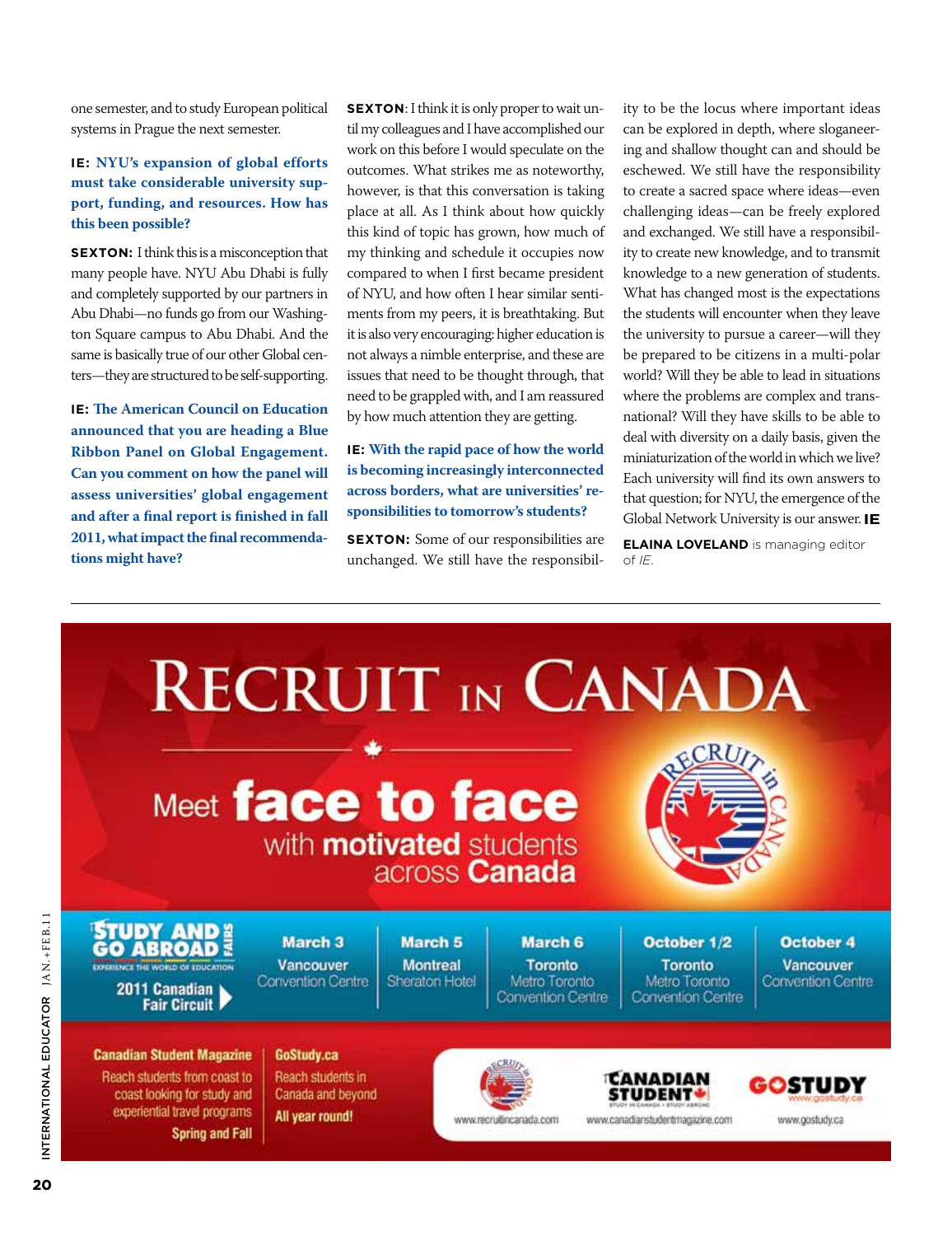one semester, and to study European political systems in Prague the next semester.

**IE: NYU's expansion of global efforts must take considerable university support, funding, and resources. How has this been possible?**

**SEXTON:** I think this is a misconception that many people have. NYU Abu Dhabi is fully and completely supported by our partners in Abu Dhabi—no funds go from our Washington Square campus to Abu Dhabi. And the same is basically true of our other Global centers—they are structured to be self-supporting.

**IE: The American Council on Education announced that you are heading a Blue Ribbon Panel on Global Engagement. Can you comment on how the panel will assess universities' global engagement and after a final report is finished in fall 2011, what impact the final recommendations might have?**

**SEXTON**: I think it is only proper to wait until my colleagues and I have accomplished our work on this before I would speculate on the outcomes. What strikes me as noteworthy, however, is that this conversation is taking place at all. As I think about how quickly this kind of topic has grown, how much of my thinking and schedule it occupies now compared to when I first became president of NYU, and how often I hear similar sentiments from my peers, it is breathtaking. But it is also very encouraging: higher education is not always a nimble enterprise, and these are issues that need to be thought through, that need to be grappled with, and I am reassured by how much attention they are getting.

**IE: With the rapid pace of how the world is becoming increasingly interconnected across borders, what are universities' responsibilities to tomorrow's students?**

**SEXTON:** Some of our responsibilities are unchanged. We still have the responsibility to be the locus where important ideas can be explored in depth, where sloganeering and shallow thought can and should be eschewed. We still have the responsibility to create a sacred space where ideas—even challenging ideas—can be freely explored and exchanged. We still have a responsibility to create new knowledge, and to transmit knowledge to a new generation of students. What has changed most is the expectations the students will encounter when they leave the university to pursue a career—will they be prepared to be citizens in a multi-polar world? Will they be able to lead in situations where the problems are complex and transnational? Will they have skills to be able to deal with diversity on a daily basis, given the miniaturization of the world in which we live? Each university will find its own answers to that question; for NYU, the emergence of the Global Network University is our answer. **IE**

**ELAINA LOVELAND** is managing editor of *IE*.

# RECRUIT IN CANADA

Meet **face to face** with **motivated** students across **Canada**

**STUDY AND GO ABROAD FAIRS** — EXPERIENCE THE WORLD OF EDUCATION

**2011 Canadian Fair Circuit**

| March 3 | March 5 | March 6 | October 1/2 | October 4 |
| --- | --- | --- | --- | --- |
| Vancouver Convention Centre | Montreal Sheraton Hotel | Toronto Metro Toronto Convention Centre | Toronto Metro Toronto Convention Centre | Vancouver Convention Centre |

**Canadian Student Magazine**
Reach students from coast to coast looking for study and experiential travel programs
**Spring and Fall**

**GoStudy.ca**
Reach students in Canada and beyond
**All year round!**

www.recruitincanada.com

www.canadianstudentmagazine.com

www.gostudy.ca